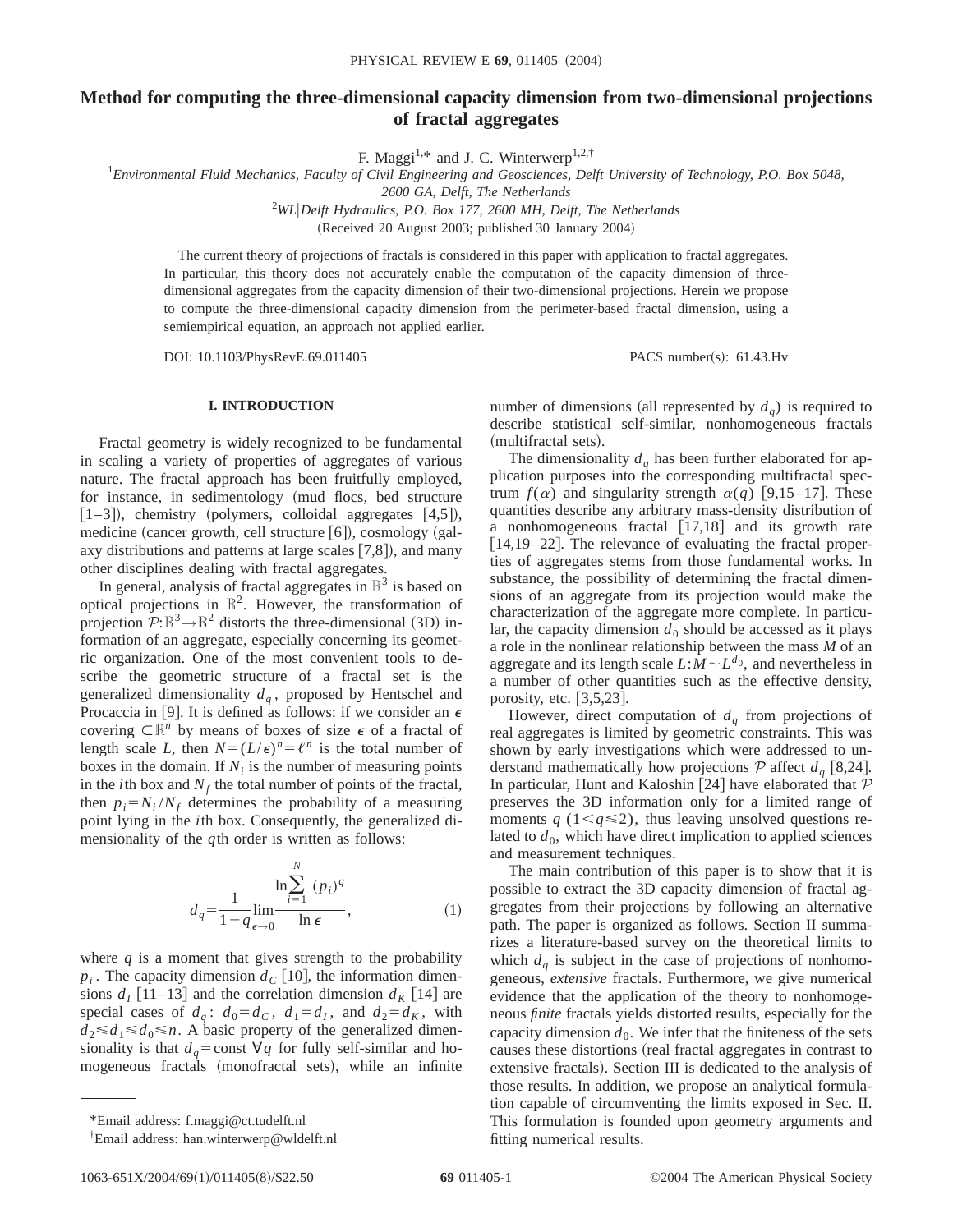# Method for computing the three-dimensional capacity dimension from two-dimensional projections of fractal aggregates

F. Maggi[1,*] and J. C. Winterwerp[1,2,†]

[1] *Environmental Fluid Mechanics, Faculty of Civil Engineering and Geosciences, Delft University of Technology, P.O. Box 5048, 2600 GA, Delft, The Netherlands*

[2] *WL|Delft Hydraulics, P.O. Box 177, 2600 MH, Delft, The Netherlands*

(Received 20 August 2003; published 30 January 2004)

The current theory of projections of fractals is considered in this paper with application to fractal aggregates. In particular, this theory does not accurately enable the computation of the capacity dimension of three-dimensional aggregates from the capacity dimension of their two-dimensional projections. Herein we propose to compute the three-dimensional capacity dimension from the perimeter-based fractal dimension, using a semiempirical equation, an approach not applied earlier.

DOI: 10.1103/PhysRevE.69.011405 PACS number(s): 61.43.Hv

## I. INTRODUCTION

Fractal geometry is widely recognized to be fundamental in scaling a variety of properties of aggregates of various nature. The fractal approach has been fruitfully employed, for instance, in sedimentology (mud flocs, bed structure [1–3]), chemistry (polymers, colloidal aggregates [4,5]), medicine (cancer growth, cell structure [6]), cosmology (galaxy distributions and patterns at large scales [7,8]), and many other disciplines dealing with fractal aggregates.

In general, analysis of fractal aggregates in $\mathbb{R}^3$ is based on optical projections in $\mathbb{R}^2$. However, the transformation of projection $\mathcal{P}:\mathbb{R}^3 \to \mathbb{R}^2$ distorts the three-dimensional (3D) information of an aggregate, especially concerning its geometric organization. One of the most convenient tools to describe the geometric structure of a fractal set is the generalized dimensionality $d_q$, proposed by Hentschel and Procaccia in [9]. It is defined as follows: if we consider an $\epsilon$ covering $\subset \mathbb{R}^n$ by means of boxes of size $\epsilon$ of a fractal of length scale $L$, then $N=(L/\epsilon)^n=\ell^n$ is the total number of boxes in the domain. If $N_i$ is the number of measuring points in the $i$th box and $N_f$ the total number of points of the fractal, then $p_i=N_i/N_f$ determines the probability of a measuring point lying in the $i$th box. Consequently, the generalized dimensionality of the $q$th order is written as follows:

$$d_q=\frac{1}{1-q}\lim_{\epsilon\to 0}\frac{\ln\sum_{i=1}^{N}(p_i)^q}{\ln \epsilon}, \tag{1}$$

where $q$ is a moment that gives strength to the probability $p_i$. The capacity dimension $d_C$ [10], the information dimensions $d_I$ [11–13] and the correlation dimension $d_K$ [14] are special cases of $d_q$: $d_0=d_C$, $d_1=d_I$, and $d_2=d_K$, with $d_2 \leq d_1 \leq d_0 \leq n$. A basic property of the generalized dimensionality is that $d_q=\text{const}\ \forall q$ for fully self-similar and homogeneous fractals (monofractal sets), while an infinite number of dimensions (all represented by $d_q$) is required to describe statistical self-similar, nonhomogeneous fractals (multifractal sets).

The dimensionality $d_q$ has been further elaborated for application purposes into the corresponding multifractal spectrum $f(\alpha)$ and singularity strength $\alpha(q)$ [9,15–17]. These quantities describe any arbitrary mass-density distribution of a nonhomogeneous fractal [17,18] and its growth rate [14,19–22]. The relevance of evaluating the fractal properties of aggregates stems from those fundamental works. In substance, the possibility of determining the fractal dimensions of an aggregate from its projection would make the characterization of the aggregate more complete. In particular, the capacity dimension $d_0$ should be accessed as it plays a role in the nonlinear relationship between the mass $M$ of an aggregate and its length scale $L$: $M \sim L^{d_0}$, and nevertheless in a number of other quantities such as the effective density, porosity, etc. [3,5,23].

However, direct computation of $d_q$ from projections of real aggregates is limited by geometric constraints. This was shown by early investigations which were addressed to understand mathematically how projections $\mathcal{P}$ affect $d_q$ [8,24]. In particular, Hunt and Kaloshin [24] have elaborated that $\mathcal{P}$ preserves the 3D information only for a limited range of moments $q$ ($1<q\leq 2$), thus leaving unsolved questions related to $d_0$, which have direct implication to applied sciences and measurement techniques.

The main contribution of this paper is to show that it is possible to extract the 3D capacity dimension of fractal aggregates from their projections by following an alternative path. The paper is organized as follows. Section II summarizes a literature-based survey on the theoretical limits to which $d_q$ is subject in the case of projections of nonhomogeneous, *extensive* fractals. Furthermore, we give numerical evidence that the application of the theory to nonhomogeneous *finite* fractals yields distorted results, especially for the capacity dimension $d_0$. We infer that the finiteness of the sets causes these distortions (real fractal aggregates in contrast to extensive fractals). Section III is dedicated to the analysis of those results. In addition, we propose an analytical formulation capable of circumventing the limits exposed in Sec. II. This formulation is founded upon geometry arguments and fitting numerical results.

*Email address: f.maggi@ct.tudelft.nl

†Email address: han.winterwerp@wldelft.nl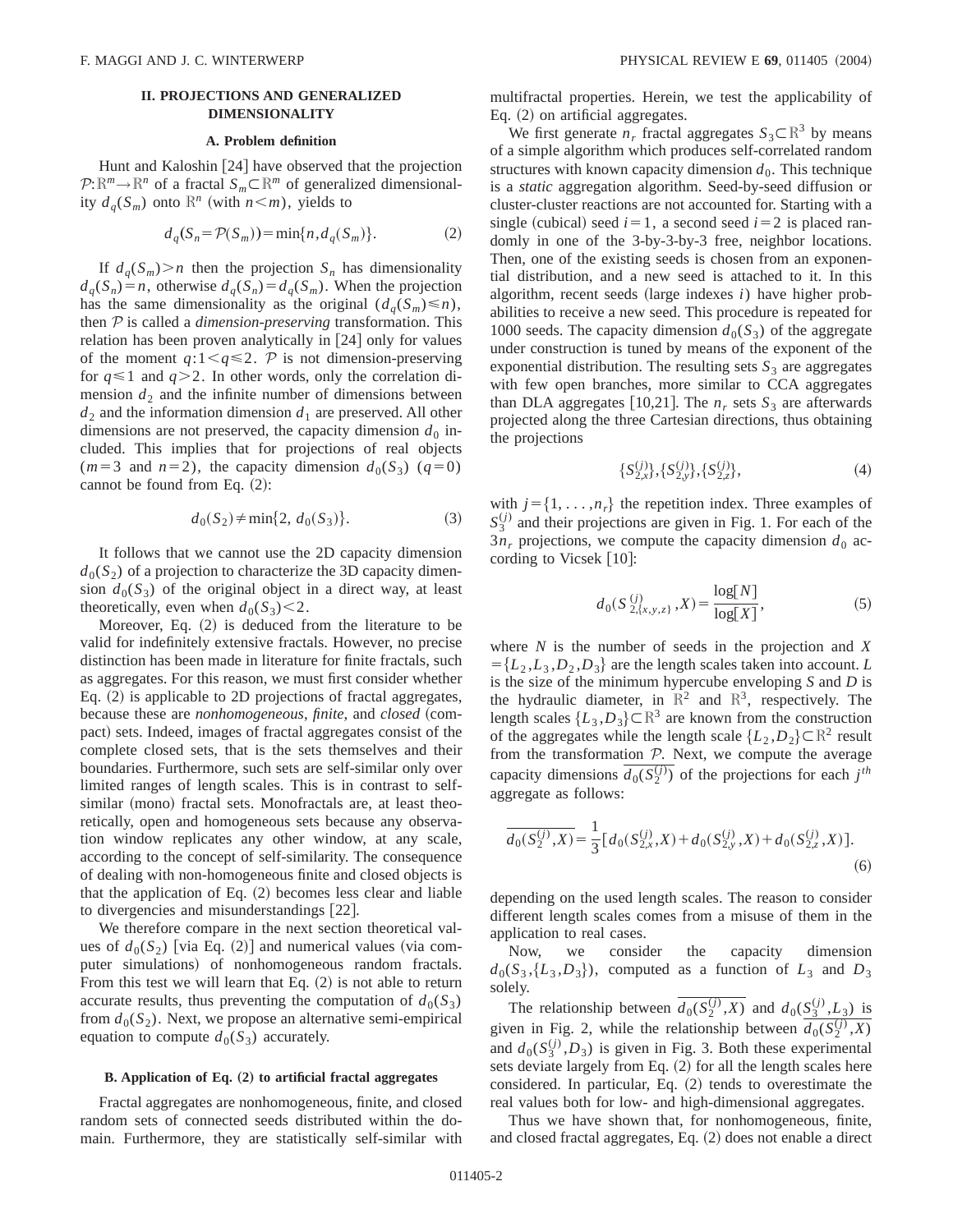## II. PROJECTIONS AND GENERALIZED DIMENSIONALITY

### A. Problem definition

Hunt and Kaloshin [24] have observed that the projection $\mathcal{P}:\mathbb{R}^m \rightarrow \mathbb{R}^n$ of a fractal $S_m \subset \mathbb{R}^m$ of generalized dimensionality $d_q(S_m)$ onto $\mathbb{R}^n$ (with $n<m$), yields to

$$d_q(S_n = \mathcal{P}(S_m)) = \min\{n, d_q(S_m)\}. \tag{2}$$

If $d_q(S_m) > n$ then the projection $S_n$ has dimensionality $d_q(S_n) = n$, otherwise $d_q(S_n) = d_q(S_m)$. When the projection has the same dimensionality as the original ($d_q(S_m) \leq n$), then $\mathcal{P}$ is called a *dimension-preserving* transformation. This relation has been proven analytically in [24] only for values of the moment $q$:$1<q\leq 2$. $\mathcal{P}$ is not dimension-preserving for $q\leq 1$ and $q>2$. In other words, only the correlation dimension $d_2$ and the infinite number of dimensions between $d_2$ and the information dimension $d_1$ are preserved. All other dimensions are not preserved, the capacity dimension $d_0$ included. This implies that for projections of real objects ($m=3$ and $n=2$), the capacity dimension $d_0(S_3)$ ($q=0$) cannot be found from Eq. (2):

$$d_0(S_2) \neq \min\{2, d_0(S_3)\}. \tag{3}$$

It follows that we cannot use the 2D capacity dimension $d_0(S_2)$ of a projection to characterize the 3D capacity dimension $d_0(S_3)$ of the original object in a direct way, at least theoretically, even when $d_0(S_3)<2$.

Moreover, Eq. (2) is deduced from the literature to be valid for indefinitely extensive fractals. However, no precise distinction has been made in literature for finite fractals, such as aggregates. For this reason, we must first consider whether Eq. (2) is applicable to 2D projections of fractal aggregates, because these are *nonhomogeneous*, *finite*, and *closed* (compact) sets. Indeed, images of fractal aggregates consist of the complete closed sets, that is the sets themselves and their boundaries. Furthermore, such sets are self-similar only over limited ranges of length scales. This is in contrast to self-similar (mono) fractal sets. Monofractals are, at least theoretically, open and homogeneous sets because any observation window replicates any other window, at any scale, according to the concept of self-similarity. The consequence of dealing with non-homogeneous finite and closed objects is that the application of Eq. (2) becomes less clear and liable to divergencies and misunderstandings [22].

We therefore compare in the next section theoretical values of $d_0(S_2)$ [via Eq. (2)] and numerical values (via computer simulations) of nonhomogeneous random fractals. From this test we will learn that Eq. (2) is not able to return accurate results, thus preventing the computation of $d_0(S_3)$ from $d_0(S_2)$. Next, we propose an alternative semi-empirical equation to compute $d_0(S_3)$ accurately.

### B. Application of Eq. (2) to artificial fractal aggregates

Fractal aggregates are nonhomogeneous, finite, and closed random sets of connected seeds distributed within the domain. Furthermore, they are statistically self-similar with multifractal properties. Herein, we test the applicability of Eq. (2) on artificial aggregates.

We first generate $n_r$ fractal aggregates $S_3 \subset \mathbb{R}^3$ by means of a simple algorithm which produces self-correlated random structures with known capacity dimension $d_0$. This technique is a *static* aggregation algorithm. Seed-by-seed diffusion or cluster-cluster reactions are not accounted for. Starting with a single (cubical) seed $i=1$, a second seed $i=2$ is placed randomly in one of the 3-by-3-by-3 free, neighbor locations. Then, one of the existing seeds is chosen from an exponential distribution and a new seed is attached to it. In this algorithm, recent seeds (large indexes $i$) have higher probabilities to receive a new seed. This procedure is repeated for 1000 seeds. The capacity dimension $d_0(S_3)$ of the aggregate under construction is tuned by means of the exponent of the exponential distribution. The resulting sets $S_3$ are aggregates with few open branches, more similar to CCA aggregates than DLA aggregates [10,21]. The $n_r$ sets $S_3$ are afterwards projected along the three Cartesian directions, thus obtaining the projections

$$\{S_{2,x}^{(j)}\}, \{S_{2,y}^{(j)}\}, \{S_{2,z}^{(j)}\}, \tag{4}$$

with $j=\{1,\ldots,n_r\}$ the repetition index. Three examples of $S_3^{(j)}$ and their projections are given in Fig. 1. For each of the $3n_r$ projections, we compute the capacity dimension $d_0$ according to Vicsek [10]:

$$d_0(S_{2,\{x,y,z\}}^{(j)}, X) = \frac{\log[N]}{\log[X]}, \tag{5}$$

where $N$ is the number of seeds in the projection and $X = \{L_2, L_3, D_2, D_3\}$ are the length scales taken into account. $L$ is the size of the minimum hypercube enveloping $S$ and $D$ is the hydraulic diameter, in $\mathbb{R}^2$ and $\mathbb{R}^3$, respectively. The length scales $\{L_3, D_3\} \subset \mathbb{R}^3$ are known from the construction of the aggregates while the length scale $\{L_2, D_2\} \subset \mathbb{R}^2$ result from the transformation $\mathcal{P}$. Next, we compute the average capacity dimensions $\overline{d_0(S_2^{(j)})}$ of the projections for each $j^{th}$ aggregate as follows:

$$\overline{d_0(S_2^{(j)}, X)} = \frac{1}{3}[d_0(S_{2,x}^{(j)}, X) + d_0(S_{2,y}^{(j)}, X) + d_0(S_{2,z}^{(j)}, X)]. \tag{6}$$

depending on the used length scales. The reason to consider different length scales comes from a misuse of them in the application to real cases.

Now, we consider the capacity dimension $d_0(S_3, \{L_3, D_3\})$, computed as a function of $L_3$ and $D_3$ solely.

The relationship between $\overline{d_0(S_2^{(j)}, X)}$ and $d_0(S_3^{(j)}, L_3)$ is given in Fig. 2, while the relationship between $\overline{d_0(S_2^{(j)}, X)}$ and $d_0(S_3^{(j)}, D_3)$ is given in Fig. 3. Both these experimental sets deviate largely from Eq. (2) for all the length scales here considered. In particular, Eq. (2) tends to overestimate the real values both for low- and high-dimensional aggregates.

Thus we have shown that, for nonhomogeneous, finite, and closed fractal aggregates, Eq. (2) does not enable a direct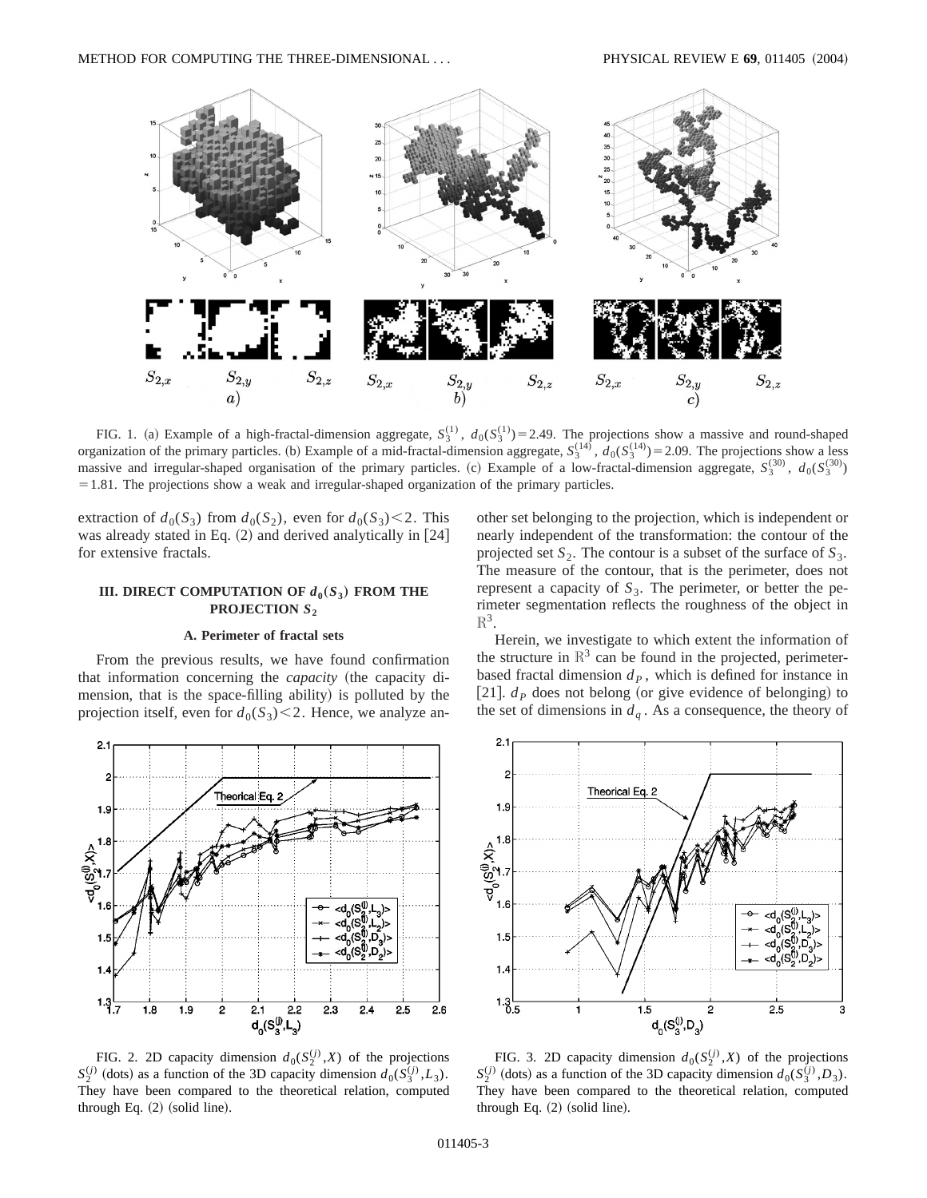FIG. 1. (a) Example of a high-fractal-dimension aggregate, $S_3^{(1)}$, $d_0(S_3^{(1)})=2.49$. The projections show a massive and round-shaped organization of the primary particles. (b) Example of a mid-fractal-dimension aggregate, $S_3^{(14)}$, $d_0(S_3^{(14)})=2.09$. The projections show a less massive and irregular-shaped organisation of the primary particles. (c) Example of a low-fractal-dimension aggregate, $S_3^{(30)}$, $d_0(S_3^{(30)})=1.81$. The projections show a weak and irregular-shaped organization of the primary particles.

extraction of $d_0(S_3)$ from $d_0(S_2)$, even for $d_0(S_3)<2$. This was already stated in Eq. (2) and derived analytically in [24] for extensive fractals.

## III. DIRECT COMPUTATION OF $d_0(S_3)$ FROM THE PROJECTION $S_2$

### A. Perimeter of fractal sets

From the previous results, we have found confirmation that information concerning the *capacity* (the capacity dimension, that is the space-filling ability) is polluted by the projection itself, even for $d_0(S_3)<2$. Hence, we analyze another set belonging to the projection, which is independent or nearly independent of the transformation: the contour of the projected set $S_2$. The contour is a subset of the surface of $S_3$. The measure of the contour, that is the perimeter, does not represent a capacity of $S_3$. The perimeter, or better the perimeter segmentation reflects the roughness of the object in $\mathbb{R}^3$.

Herein, we investigate to which extent the information of the structure in $\mathbb{R}^3$ can be found in the projected, perimeter-based fractal dimension $d_P$, which is defined for instance in [21]. $d_P$ does not belong (or give evidence of belonging) to the set of dimensions in $d_q$. As a consequence, the theory of

FIG. 2. 2D capacity dimension $d_0(S_2^{(j)},X)$ of the projections $S_2^{(j)}$ (dots) as a function of the 3D capacity dimension $d_0(S_3^{(j)},L_3)$. They have been compared to the theoretical relation, computed through Eq. (2) (solid line).

FIG. 3. 2D capacity dimension $d_0(S_2^{(j)},X)$ of the projections $S_2^{(j)}$ (dots) as a function of the 3D capacity dimension $d_0(S_3^{(j)},D_3)$. They have been compared to the theoretical relation, computed through Eq. (2) (solid line).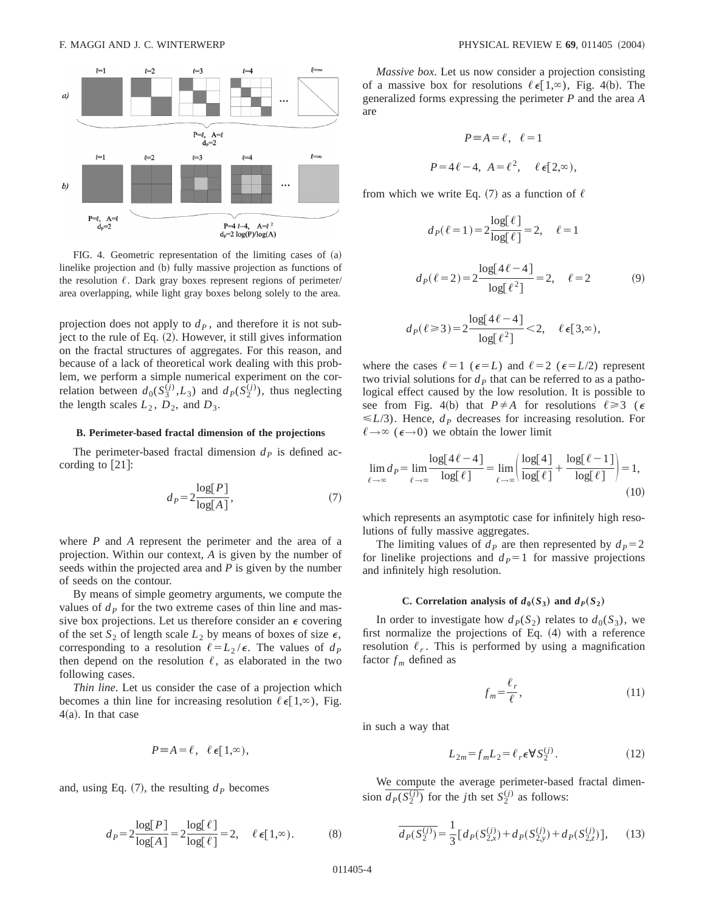FIG. 4. Geometric representation of the limiting cases of (a) linelike projection and (b) fully massive projection as functions of the resolution $\ell$. Dark gray boxes represent regions of perimeter/area overlapping, while light gray boxes belong solely to the area.

projection does not apply to $d_P$, and therefore it is not subject to the rule of Eq. (2). However, it still gives information on the fractal structures of aggregates. For this reason, and because of a lack of theoretical work dealing with this problem, we perform a simple numerical experiment on the correlation between $d_0(S_3^{(j)}, L_3)$ and $d_P(S_2^{(j)})$, thus neglecting the length scales $L_2$, $D_2$, and $D_3$.

### B. Perimeter-based fractal dimension of the projections

The perimeter-based fractal dimension $d_P$ is defined according to [21]:

$$d_P = 2\frac{\log[P]}{\log[A]}, \tag{7}$$

where $P$ and $A$ represent the perimeter and the area of a projection. Within our context, $A$ is given by the number of seeds within the projected area and $P$ is given by the number of seeds on the contour.

By means of simple geometry arguments, we compute the values of $d_P$ for the two extreme cases of thin line and massive box projections. Let us therefore consider an $\epsilon$ covering of the set $S_2$ of length scale $L_2$ by means of boxes of size $\epsilon$, corresponding to a resolution $\ell = L_2/\epsilon$. The values of $d_P$ then depend on the resolution $\ell$, as elaborated in the two following cases.

*Thin line*. Let us consider the case of a projection which becomes a thin line for increasing resolution $\ell \epsilon [1,\infty)$, Fig. 4(a). In that case

$$P \equiv A = \ell, \quad \ell \epsilon [1,\infty),$$

and, using Eq. (7), the resulting $d_P$ becomes

$$d_P = 2\frac{\log[P]}{\log[A]} = 2\frac{\log[\ell]}{\log[\ell]} = 2, \quad \ell \epsilon [1,\infty). \tag{8}$$

*Massive box*. Let us now consider a projection consisting of a massive box for resolutions $\ell \epsilon [1,\infty)$, Fig. 4(b). The generalized forms expressing the perimeter $P$ and the area $A$ are

$$P \equiv A = \ell, \quad \ell = 1$$

$$P = 4\ell - 4, \;\; A = \ell^2, \quad \ell \epsilon [2,\infty),$$

from which we write Eq. (7) as a function of $\ell$

$$d_P(\ell = 1) = 2\frac{\log[\ell]}{\log[\ell]} = 2, \quad \ell = 1$$

$$d_P(\ell = 2) = 2\frac{\log[4\ell - 4]}{\log[\ell^2]} = 2, \quad \ell = 2 \tag{9}$$

$$d_P(\ell \geq 3) = 2\frac{\log[4\ell - 4]}{\log[\ell^2]} < 2, \quad \ell \epsilon [3,\infty),$$

where the cases $\ell = 1$ ($\epsilon = L$) and $\ell = 2$ ($\epsilon = L/2$) represent two trivial solutions for $d_P$ that can be referred to as a pathological effect caused by the low resolution. It is possible to see from Fig. 4(b) that $P \neq A$ for resolutions $\ell \geq 3$ ($\epsilon \leq L/3$). Hence, $d_P$ decreases for increasing resolution. For $\ell \to \infty$ ($\epsilon \to 0$) we obtain the lower limit

$$\lim_{\ell \to \infty} d_P = \lim_{\ell \to \infty} \frac{\log[4\ell - 4]}{\log[\ell]} = \lim_{\ell \to \infty} \left( \frac{\log[4]}{\log[\ell]} + \frac{\log[\ell - 1]}{\log[\ell]} \right) = 1, \tag{10}$$

which represents an asymptotic case for infinitely high resolutions of fully massive aggregates.

The limiting values of $d_P$ are then represented by $d_P = 2$ for linelike projections and $d_P = 1$ for massive projections and infinitely high resolution.

### C. Correlation analysis of $d_0(S_3)$ and $d_P(S_2)$

In order to investigate how $d_P(S_2)$ relates to $d_0(S_3)$, we first normalize the projections of Eq. (4) with a reference resolution $\ell_r$. This is performed by using a magnification factor $f_m$ defined as

$$f_m = \frac{\ell_r}{\ell}, \tag{11}$$

in such a way that

$$L_{2m} = f_m L_2 = \ell_r \epsilon \forall S_2^{(j)}. \tag{12}$$

We compute the average perimeter-based fractal dimension $\overline{d_P(S_2^{(j)})}$ for the $j$th set $S_2^{(j)}$ as follows:

$$\overline{d_P(S_2^{(j)})} = \frac{1}{3}[d_P(S_{2,x}^{(j)}) + d_P(S_{2,y}^{(j)}) + d_P(S_{2,z}^{(j)})], \tag{13}$$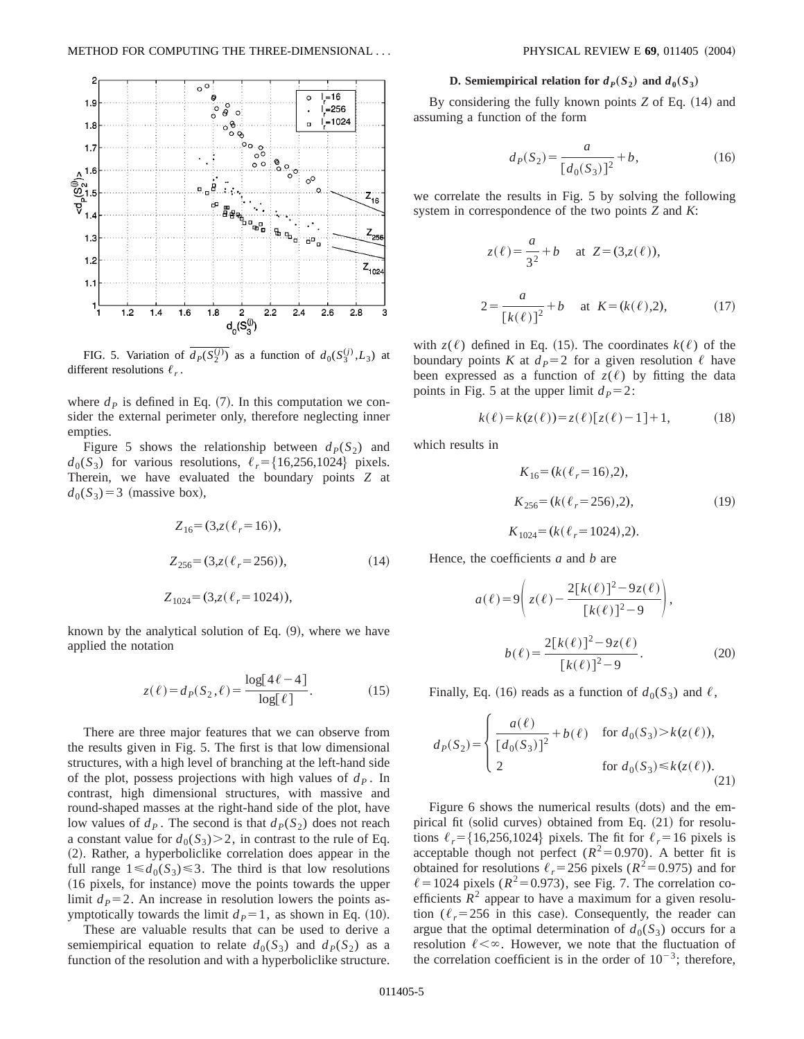FIG. 5. Variation of $\overline{d_P(S_2^{(j)})}$ as a function of $d_0(S_3^{(j)},L_3)$ at different resolutions $\ell_r$.

where $d_P$ is defined in Eq. (7). In this computation we consider the external perimeter only, therefore neglecting inner empties.

Figure 5 shows the relationship between $d_P(S_2)$ and $d_0(S_3)$ for various resolutions, $\ell_r = \{16,256,1024\}$ pixels. Therein, we have evaluated the boundary points $Z$ at $d_0(S_3)=3$ (massive box),

$$Z_{16} = (3, z(\ell_r = 16)),$$

$$Z_{256} = (3, z(\ell_r = 256)), \tag{14}$$

$$Z_{1024} = (3, z(\ell_r = 1024)),$$

known by the analytical solution of Eq. (9), where we have applied the notation

$$z(\ell) = d_P(S_2, \ell) = \frac{\log[4\ell - 4]}{\log[\ell]}. \tag{15}$$

There are three major features that we can observe from the results given in Fig. 5. The first is that low dimensional structures, with a high level of branching at the left-hand side of the plot, possess projections with high values of $d_P$. In contrast, high dimensional structures, with massive and round-shaped masses at the right-hand side of the plot, have low values of $d_P$. The second is that $d_P(S_2)$ does not reach a constant value for $d_0(S_3) > 2$, in contrast to the rule of Eq. (2). Rather, a hyperboliclike correlation does appear in the full range $1 \leqslant d_0(S_3) \leqslant 3$. The third is that low resolutions (16 pixels, for instance) move the points towards the upper limit $d_P = 2$. An increase in resolution lowers the points asymptotically towards the limit $d_P = 1$, as shown in Eq. (10).

These are valuable results that can be used to derive a semiempirical equation to relate $d_0(S_3)$ and $d_P(S_2)$ as a function of the resolution and with a hyperboliclike structure.

### D. Semiempirical relation for $d_P(S_2)$ and $d_0(S_3)$

By considering the fully known points $Z$ of Eq. (14) and assuming a function of the form

$$d_P(S_2) = \frac{a}{[d_0(S_3)]^2} + b, \tag{16}$$

we correlate the results in Fig. 5 by solving the following system in correspondence of the two points $Z$ and $K$:

$$z(\ell) = \frac{a}{3^2} + b \quad \text{at} \ \ Z = (3, z(\ell)),$$

$$2 = \frac{a}{[k(\ell)]^2} + b \quad \text{at} \ \ K = (k(\ell), 2), \tag{17}$$

with $z(\ell)$ defined in Eq. (15). The coordinates $k(\ell)$ of the boundary points $K$ at $d_P = 2$ for a given resolution $\ell$ have been expressed as a function of $z(\ell)$ by fitting the data points in Fig. 5 at the upper limit $d_P = 2$:

$$k(\ell) = k(z(\ell)) = z(\ell)[z(\ell) - 1] + 1, \tag{18}$$

which results in

$$K_{16} = (k(\ell_r = 16), 2),$$

$$K_{256} = (k(\ell_r = 256), 2), \tag{19}$$

$$K_{1024} = (k(\ell_r = 1024), 2).$$

Hence, the coefficients $a$ and $b$ are

$$a(\ell) = 9\left( z(\ell) - \frac{2[k(\ell)]^2 - 9z(\ell)}{[k(\ell)]^2 - 9} \right),$$

$$b(\ell) = \frac{2[k(\ell)]^2 - 9z(\ell)}{[k(\ell)]^2 - 9}. \tag{20}$$

Finally, Eq. (16) reads as a function of $d_0(S_3)$ and $\ell$,

$$d_P(S_2) = \begin{cases} \dfrac{a(\ell)}{[d_0(S_3)]^2} + b(\ell) & \text{for } d_0(S_3) > k(z(\ell)), \\ 2 & \text{for } d_0(S_3) \leqslant k(z(\ell)). \end{cases} \tag{21}$$

Figure 6 shows the numerical results (dots) and the empirical fit (solid curves) obtained from Eq. (21) for resolutions $\ell_r = \{16,256,1024\}$ pixels. The fit for $\ell_r = 16$ pixels is acceptable though not perfect ($R^2 = 0.970$). A better fit is obtained for resolutions $\ell_r = 256$ pixels ($R^2 = 0.975$) and for $\ell = 1024$ pixels ($R^2 = 0.973$), see Fig. 7. The correlation coefficients $R^2$ appear to have a maximum for a given resolution ($\ell_r = 256$ in this case). Consequently, the reader can argue that the optimal determination of $d_0(S_3)$ occurs for a resolution $\ell < \infty$. However, we note that the fluctuation of the correlation coefficient is in the order of $10^{-3}$; therefore,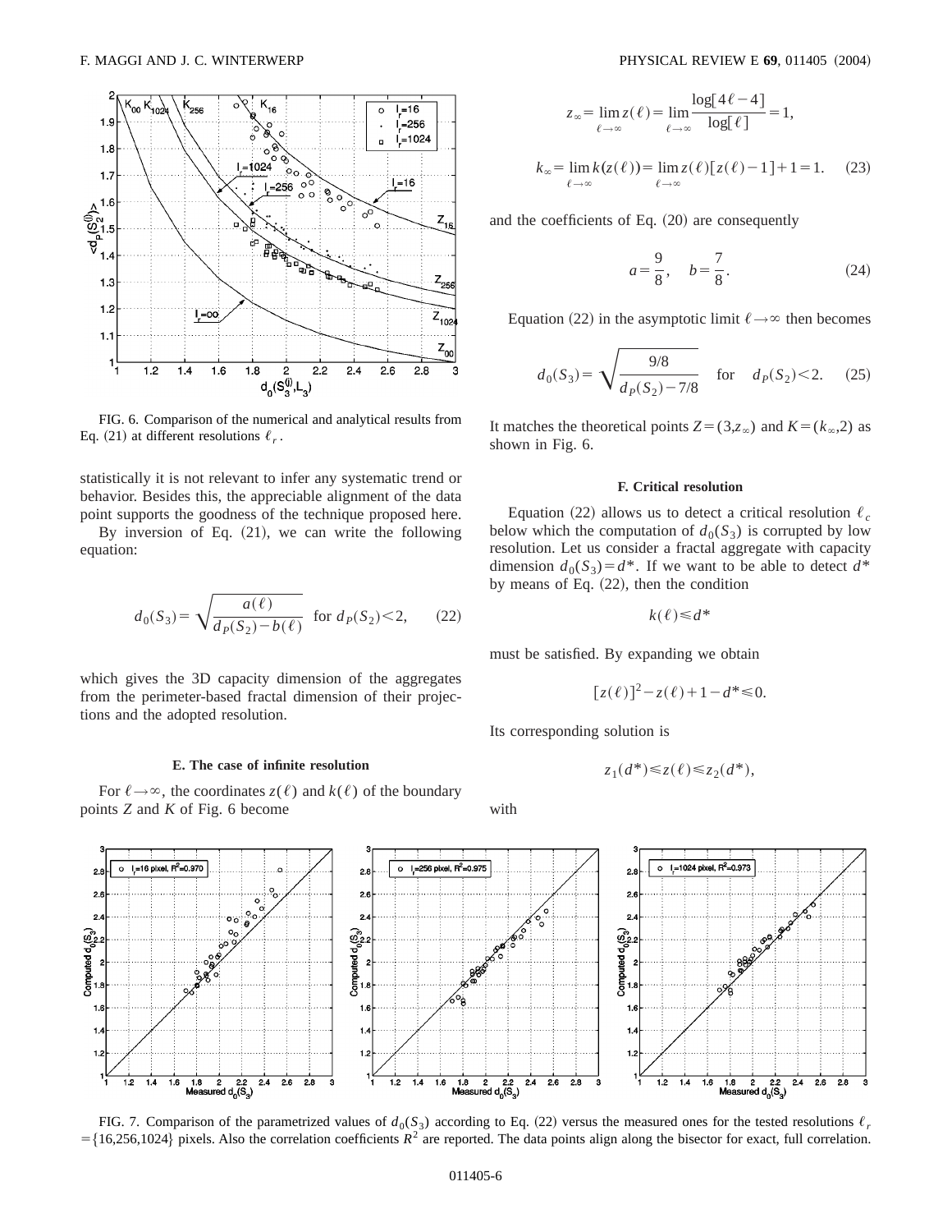FIG. 6. Comparison of the numerical and analytical results from Eq. (21) at different resolutions $\ell_r$.

statistically it is not relevant to infer any systematic trend or behavior. Besides this, the appreciable alignment of the data point supports the goodness of the technique proposed here.

By inversion of Eq. (21), we can write the following equation:

$$d_0(S_3) = \sqrt{\frac{a(\ell)}{d_P(S_2) - b(\ell)}} \quad \text{for } d_P(S_2) < 2, \tag{22}$$

which gives the 3D capacity dimension of the aggregates from the perimeter-based fractal dimension of their projections and the adopted resolution.

### E. The case of infinite resolution

For $\ell \to \infty$, the coordinates $z(\ell)$ and $k(\ell)$ of the boundary points $Z$ and $K$ of Fig. 6 become

$$z_\infty = \lim_{\ell \to \infty} z(\ell) = \lim_{\ell \to \infty} \frac{\log[4\ell - 4]}{\log[\ell]} = 1,$$

$$k_\infty = \lim_{\ell \to \infty} k(z(\ell)) = \lim_{\ell \to \infty} z(\ell)[z(\ell) - 1] + 1 = 1. \tag{23}$$

and the coefficients of Eq. (20) are consequently

$$a = \frac{9}{8}, \quad b = \frac{7}{8}. \tag{24}$$

Equation (22) in the asymptotic limit $\ell \to \infty$ then becomes

$$d_0(S_3) = \sqrt{\frac{9/8}{d_P(S_2) - 7/8}} \quad \text{for} \quad d_P(S_2) < 2. \tag{25}$$

It matches the theoretical points $Z = (3, z_\infty)$ and $K = (k_\infty, 2)$ as shown in Fig. 6.

### F. Critical resolution

Equation (22) allows us to detect a critical resolution $\ell_c$ below which the computation of $d_0(S_3)$ is corrupted by low resolution. Let us consider a fractal aggregate with capacity dimension $d_0(S_3) = d^*$. If we want to be able to detect $d^*$ by means of Eq. (22), then the condition

$$k(\ell) \leq d^*$$

must be satisfied. By expanding we obtain

$$[z(\ell)]^2 - z(\ell) + 1 - d^* \leq 0.$$

Its corresponding solution is

$$z_1(d^*) \leq z(\ell) \leq z_2(d^*),$$

with

FIG. 7. Comparison of the parametrized values of $d_0(S_3)$ according to Eq. (22) versus the measured ones for the tested resolutions $\ell_r = \{16, 256, 1024\}$ pixels. Also the correlation coefficients $R^2$ are reported. The data points align along the bisector for exact, full correlation.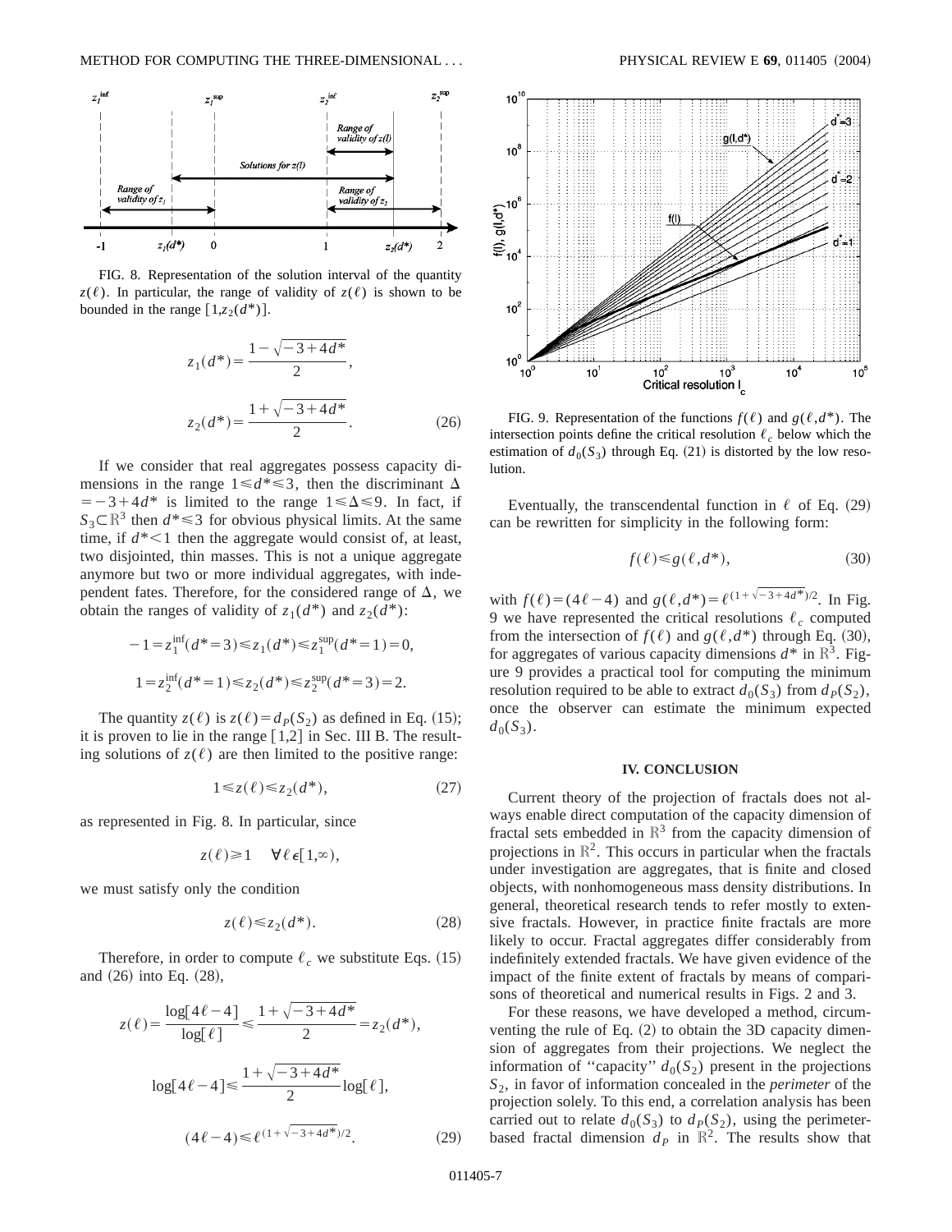FIG. 8. Representation of the solution interval of the quantity $z(\ell)$. In particular, the range of validity of $z(\ell)$ is shown to be bounded in the range $[1,z_2(d^*)]$.

$$z_1(d^*)=\frac{1-\sqrt{-3+4d^*}}{2},$$

$$z_2(d^*)=\frac{1+\sqrt{-3+4d^*}}{2}. \tag{26}$$

If we consider that real aggregates possess capacity dimensions in the range $1\leqslant d^*\leqslant 3$, then the discriminant $\Delta=-3+4d^*$ is limited to the range $1\leqslant\Delta\leqslant 9$. In fact, if $S_3\subset\mathbb{R}^3$ then $d^*\leqslant 3$ for obvious physical limits. At the same time, if $d^*<1$ then the aggregate would consist of, at least, two disjointed, thin masses. This is not a unique aggregate anymore but two or more individual aggregates, with independent fates. Therefore, for the considered range of $\Delta$, we obtain the ranges of validity of $z_1(d^*)$ and $z_2(d^*)$:

$$-1=z_1^{\inf}(d^*=3)\leqslant z_1(d^*)\leqslant z_1^{\sup}(d^*=1)=0,$$

$$1=z_2^{\inf}(d^*=1)\leqslant z_2(d^*)\leqslant z_2^{\sup}(d^*=3)=2.$$

The quantity $z(\ell)$ is $z(\ell)=d_P(S_2)$ as defined in Eq. (15); it is proven to lie in the range $[1,2]$ in Sec. III B. The resulting solutions of $z(\ell)$ are then limited to the positive range:

$$1\leqslant z(\ell)\leqslant z_2(d^*), \tag{27}$$

as represented in Fig. 8. In particular, since

$$z(\ell)\geqslant 1 \quad \forall \ell \,\epsilon [1,\infty),$$

we must satisfy only the condition

$$z(\ell)\leqslant z_2(d^*). \tag{28}$$

Therefore, in order to compute $\ell_c$ we substitute Eqs. (15) and (26) into Eq. (28),

$$z(\ell)=\frac{\log[4\ell-4]}{\log[\ell]}\leqslant\frac{1+\sqrt{-3+4d^*}}{2}=z_2(d^*),$$

$$\log[4\ell-4]\leqslant\frac{1+\sqrt{-3+4d^*}}{2}\log[\ell],$$

$$(4\ell-4)\leqslant \ell^{(1+\sqrt{-3+4d^*})/2}. \tag{29}$$

FIG. 9. Representation of the functions $f(\ell)$ and $g(\ell,d^*)$. The intersection points define the critical resolution $\ell_c$ below which the estimation of $d_0(S_3)$ through Eq. (21) is distorted by the low resolution.

Eventually, the transcendental function in $\ell$ of Eq. (29) can be rewritten for simplicity in the following form:

$$f(\ell)\leqslant g(\ell,d^*), \tag{30}$$

with $f(\ell)=(4\ell-4)$ and $g(\ell,d^*)=\ell^{(1+\sqrt{-3+4d^*})/2}$. In Fig. 9 we have represented the critical resolutions $\ell_c$ computed from the intersection of $f(\ell)$ and $g(\ell,d^*)$ through Eq. (30), for aggregates of various capacity dimensions $d^*$ in $\mathbb{R}^3$. Figure 9 provides a practical tool for computing the minimum resolution required to be able to extract $d_0(S_3)$ from $d_P(S_2)$, once the observer can estimate the minimum expected $d_0(S_3)$.

## IV. CONCLUSION

Current theory of the projection of fractals does not always enable direct computation of the capacity dimension of fractal sets embedded in $\mathbb{R}^3$ from the capacity dimension of projections in $\mathbb{R}^2$. This occurs in particular when the fractals under investigation are aggregates, that is finite and closed objects, with nonhomogeneous mass density distributions. In general, theoretical research tends to refer mostly to extensive fractals. However, in practice finite fractals are more likely to occur. Fractal aggregates differ considerably from indefinitely extended fractals. We have given evidence of the impact of the finite extent of fractals by means of comparisons of theoretical and numerical results in Figs. 2 and 3.

For these reasons, we have developed a method, circumventing the rule of Eq. (2) to obtain the 3D capacity dimension of aggregates from their projections. We neglect the information of "capacity" $d_0(S_2)$ present in the projections $S_2$, in favor of information concealed in the *perimeter* of the projection solely. To this end, a correlation analysis has been carried out to relate $d_0(S_3)$ to $d_P(S_2)$, using the perimeter-based fractal dimension $d_P$ in $\mathbb{R}^2$. The results show that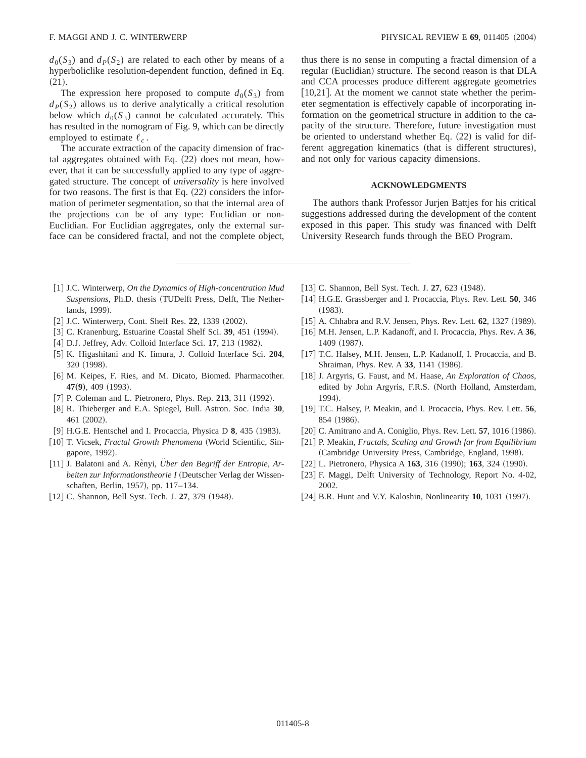$d_0(S_3)$ and $d_P(S_2)$ are related to each other by means of a hyperboliclike resolution-dependent function, defined in Eq. (21).

The expression here proposed to compute $d_0(S_3)$ from $d_P(S_2)$ allows us to derive analytically a critical resolution below which $d_0(S_3)$ cannot be calculated accurately. This has resulted in the nomogram of Fig. 9, which can be directly employed to estimate $\ell_c$.

The accurate extraction of the capacity dimension of fractal aggregates obtained with Eq. (22) does not mean, however, that it can be successfully applied to any type of aggregated structure. The concept of *universality* is here involved for two reasons. The first is that Eq. (22) considers the information of perimeter segmentation, so that the internal area of the projections can be of any type: Euclidian or non-Euclidian. For Euclidian aggregates, only the external surface can be considered fractal, and not the complete object, thus there is no sense in computing a fractal dimension of a regular (Euclidian) structure. The second reason is that DLA and CCA processes produce different aggregate geometries [10,21]. At the moment we cannot state whether the perimeter segmentation is effectively capable of incorporating information on the geometrical structure in addition to the capacity of the structure. Therefore, future investigation must be oriented to understand whether Eq. (22) is valid for different aggregation kinematics (that is different structures), and not only for various capacity dimensions.

## ACKNOWLEDGMENTS

The authors thank Professor Jurjen Battjes for his critical suggestions addressed during the development of the content exposed in this paper. This study was financed with Delft University Research funds through the BEO Program.

---

[1] J.C. Winterwerp, *On the Dynamics of High-concentration Mud Suspensions*, Ph.D. thesis (TUDelft Press, Delft, The Netherlands, 1999).

[2] J.C. Winterwerp, Cont. Shelf Res. **22**, 1339 (2002).

[3] C. Kranenburg, Estuarine Coastal Shelf Sci. **39**, 451 (1994).

[4] D.J. Jeffrey, Adv. Colloid Interface Sci. **17**, 213 (1982).

[5] K. Higashitani and K. Iimura, J. Colloid Interface Sci. **204**, 320 (1998).

[6] M. Keipes, F. Ries, and M. Dicato, Biomed. Pharmacother. **47(9)**, 409 (1993).

[7] P. Coleman and L. Pietronero, Phys. Rep. **213**, 311 (1992).

[8] R. Thieberger and E.A. Spiegel, Bull. Astron. Soc. India **30**, 461 (2002).

[9] H.G.E. Hentschel and I. Procaccia, Physica D **8**, 435 (1983).

[10] T. Vicsek, *Fractal Growth Phenomena* (World Scientific, Singapore, 1992).

[11] J. Balatoni and A. Rènyi, *Über den Begriff der Entropie, Arbeiten zur Informationstheorie I* (Deutscher Verlag der Wissenschaften, Berlin, 1957), pp. 117–134.

[12] C. Shannon, Bell Syst. Tech. J. **27**, 379 (1948).

[13] C. Shannon, Bell Syst. Tech. J. **27**, 623 (1948).

[14] H.G.E. Grassberger and I. Procaccia, Phys. Rev. Lett. **50**, 346 (1983).

[15] A. Chhabra and R.V. Jensen, Phys. Rev. Lett. **62**, 1327 (1989).

[16] M.H. Jensen, L.P. Kadanoff, and I. Procaccia, Phys. Rev. A **36**, 1409 (1987).

[17] T.C. Halsey, M.H. Jensen, L.P. Kadanoff, I. Procaccia, and B. Shraiman, Phys. Rev. A **33**, 1141 (1986).

[18] J. Argyris, G. Faust, and M. Haase, *An Exploration of Chaos*, edited by John Argyris, F.R.S. (North Holland, Amsterdam, 1994).

[19] T.C. Halsey, P. Meakin, and I. Procaccia, Phys. Rev. Lett. **56**, 854 (1986).

[20] C. Amitrano and A. Coniglio, Phys. Rev. Lett. **57**, 1016 (1986).

[21] P. Meakin, *Fractals, Scaling and Growth far from Equilibrium* (Cambridge University Press, Cambridge, England, 1998).

[22] L. Pietronero, Physica A **163**, 316 (1990); **163**, 324 (1990).

[23] F. Maggi, Delft University of Technology, Report No. 4-02, 2002.

[24] B.R. Hunt and V.Y. Kaloshin, Nonlinearity **10**, 1031 (1997).